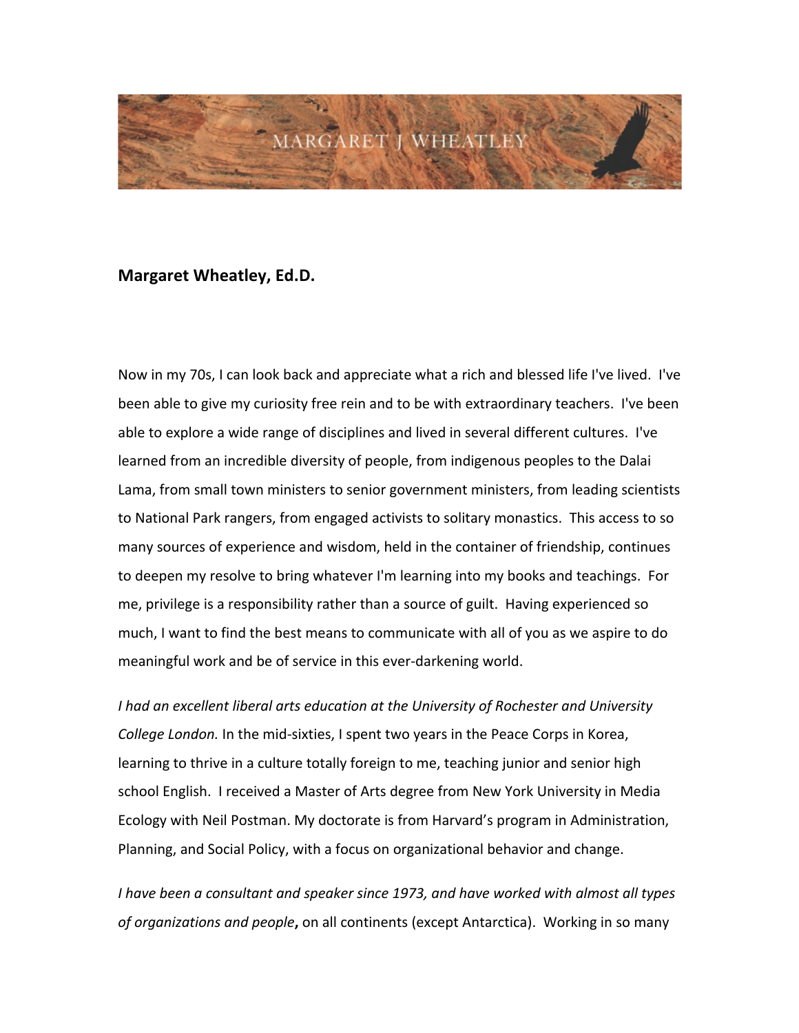MARGARET J WHEATLEY

## Margaret Wheatley, Ed.D.

Now in my 70s, I can look back and appreciate what a rich and blessed life I've lived. I've been able to give my curiosity free rein and to be with extraordinary teachers. I've been able to explore a wide range of disciplines and lived in several different cultures. I've learned from an incredible diversity of people, from indigenous peoples to the Dalai Lama, from small town ministers to senior government ministers, from leading scientists to National Park rangers, from engaged activists to solitary monastics. This access to so many sources of experience and wisdom, held in the container of friendship, continues to deepen my resolve to bring whatever I'm learning into my books and teachings. For me, privilege is a responsibility rather than a source of guilt. Having experienced so much, I want to find the best means to communicate with all of you as we aspire to do meaningful work and be of service in this ever-darkening world.

*I had an excellent liberal arts education at the University of Rochester and University College London.* In the mid-sixties, I spent two years in the Peace Corps in Korea, learning to thrive in a culture totally foreign to me, teaching junior and senior high school English. I received a Master of Arts degree from New York University in Media Ecology with Neil Postman. My doctorate is from Harvard's program in Administration, Planning, and Social Policy, with a focus on organizational behavior and change.

*I have been a consultant and speaker since 1973, and have worked with almost all types of organizations and people***,** on all continents (except Antarctica). Working in so many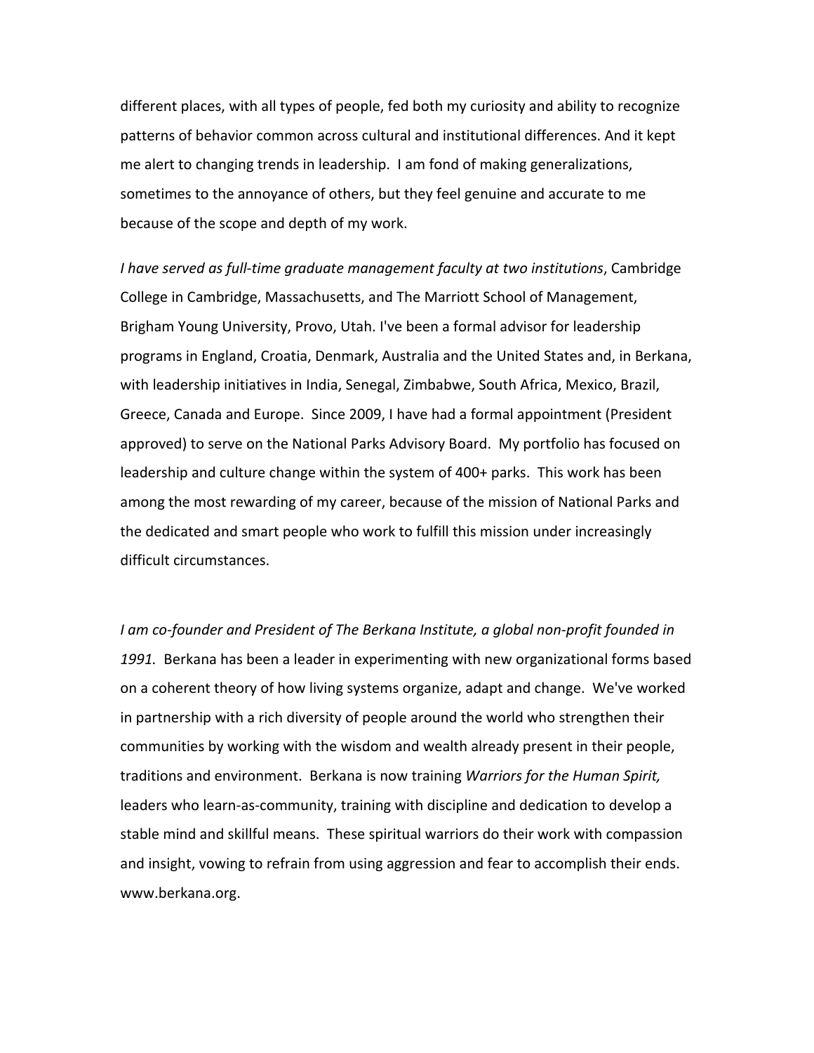different places, with all types of people, fed both my curiosity and ability to recognize patterns of behavior common across cultural and institutional differences. And it kept me alert to changing trends in leadership. I am fond of making generalizations, sometimes to the annoyance of others, but they feel genuine and accurate to me because of the scope and depth of my work.

*I have served as full-time graduate management faculty at two institutions*, Cambridge College in Cambridge, Massachusetts, and The Marriott School of Management, Brigham Young University, Provo, Utah. I've been a formal advisor for leadership programs in England, Croatia, Denmark, Australia and the United States and, in Berkana, with leadership initiatives in India, Senegal, Zimbabwe, South Africa, Mexico, Brazil, Greece, Canada and Europe. Since 2009, I have had a formal appointment (President approved) to serve on the National Parks Advisory Board. My portfolio has focused on leadership and culture change within the system of 400+ parks. This work has been among the most rewarding of my career, because of the mission of National Parks and the dedicated and smart people who work to fulfill this mission under increasingly difficult circumstances.

*I am co-founder and President of The Berkana Institute, a global non-profit founded in 1991.* Berkana has been a leader in experimenting with new organizational forms based on a coherent theory of how living systems organize, adapt and change. We've worked in partnership with a rich diversity of people around the world who strengthen their communities by working with the wisdom and wealth already present in their people, traditions and environment. Berkana is now training *Warriors for the Human Spirit,* leaders who learn-as-community, training with discipline and dedication to develop a stable mind and skillful means. These spiritual warriors do their work with compassion and insight, vowing to refrain from using aggression and fear to accomplish their ends. www.berkana.org.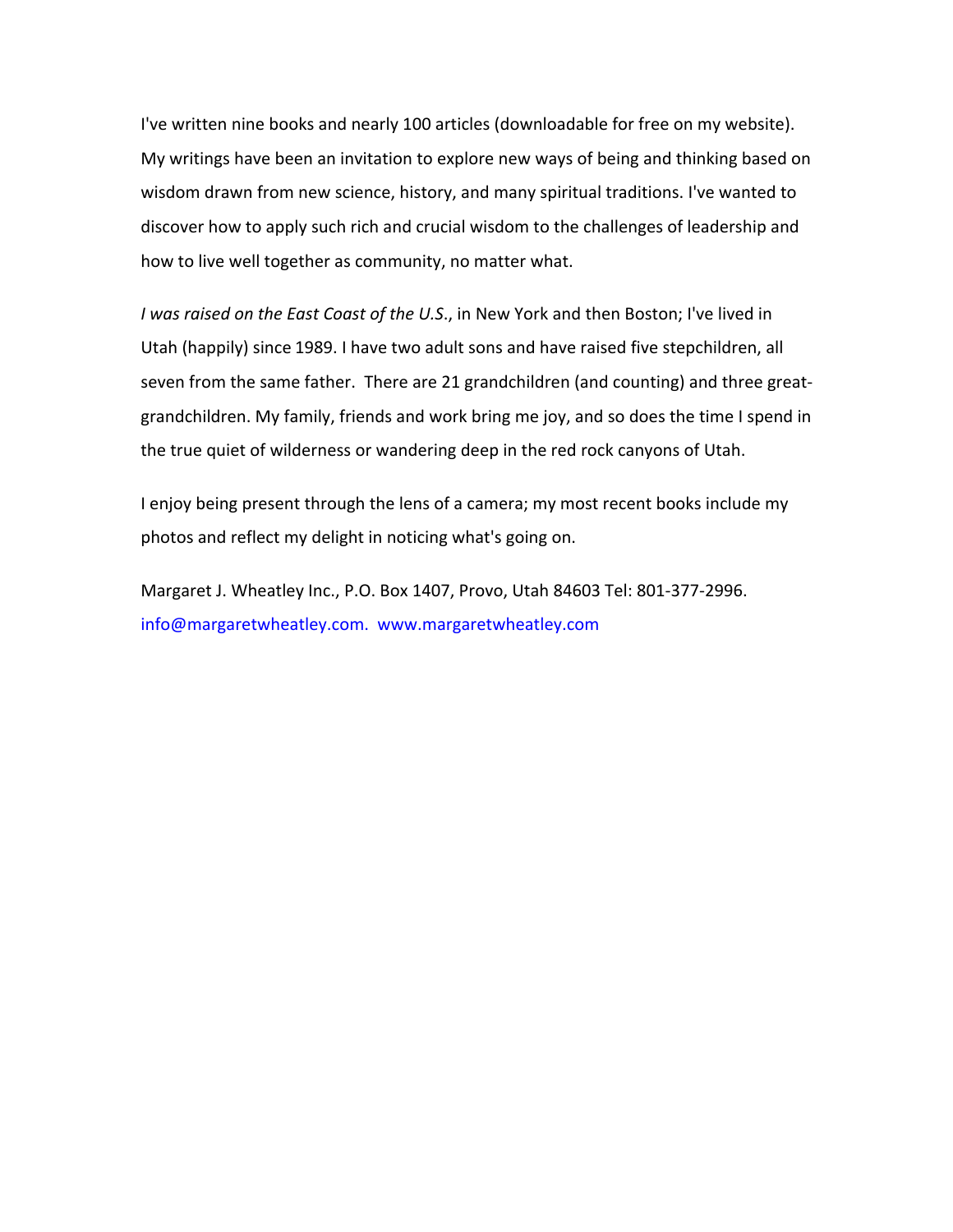I've written nine books and nearly 100 articles (downloadable for free on my website). My writings have been an invitation to explore new ways of being and thinking based on wisdom drawn from new science, history, and many spiritual traditions. I've wanted to discover how to apply such rich and crucial wisdom to the challenges of leadership and how to live well together as community, no matter what.

*I was raised on the East Coast of the U.S.*, in New York and then Boston; I've lived in Utah (happily) since 1989. I have two adult sons and have raised five stepchildren, all seven from the same father. There are 21 grandchildren (and counting) and three great-grandchildren. My family, friends and work bring me joy, and so does the time I spend in the true quiet of wilderness or wandering deep in the red rock canyons of Utah.

I enjoy being present through the lens of a camera; my most recent books include my photos and reflect my delight in noticing what's going on.

Margaret J. Wheatley Inc., P.O. Box 1407, Provo, Utah 84603 Tel: 801-377-2996. info@margaretwheatley.com. www.margaretwheatley.com